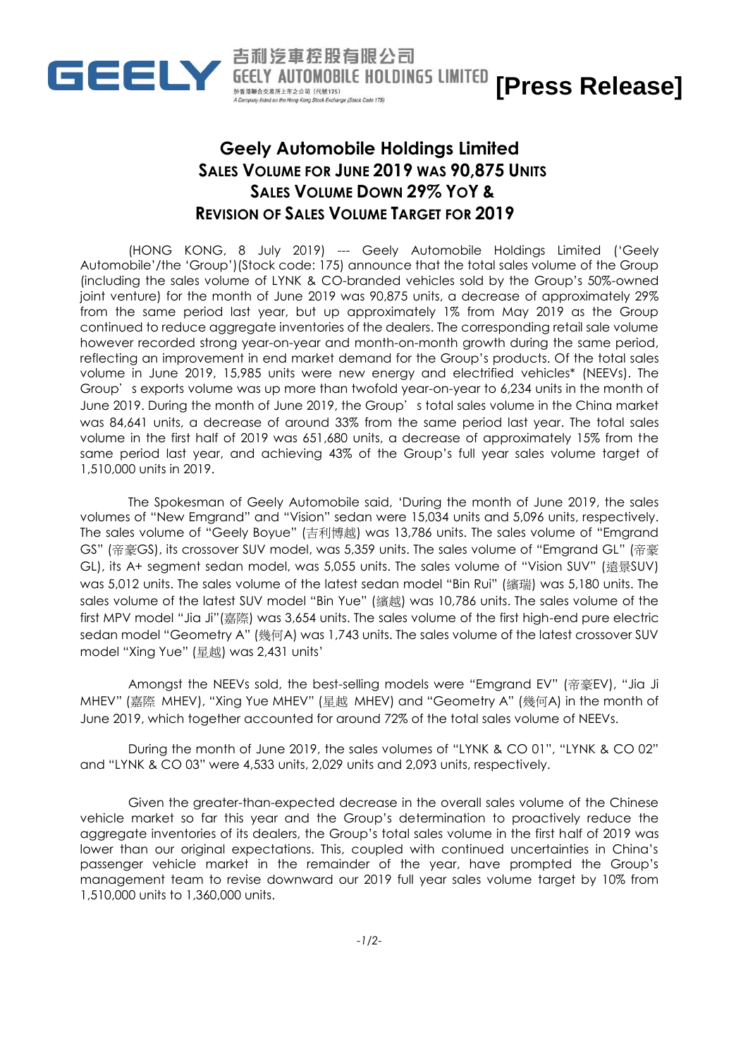GEELY 吉利汽車控股有限公司 GEELY AUTOMOBILE HOLDINGS LIMITED 於香港聯合交易所上市之公司（代號175） A Company listed on the Hong Kong Stock Exchange (Stock Code 175)

**[Press Release]**

# Geely Automobile Holdings Limited

## SALES VOLUME FOR JUNE 2019 WAS 90,875 UNITS
## SALES VOLUME DOWN 29% YOY &
## REVISION OF SALES VOLUME TARGET FOR 2019

(HONG KONG, 8 July 2019) --- Geely Automobile Holdings Limited ('Geely Automobile'/the 'Group')(Stock code: 175) announce that the total sales volume of the Group (including the sales volume of LYNK & CO-branded vehicles sold by the Group's 50%-owned joint venture) for the month of June 2019 was 90,875 units, a decrease of approximately 29% from the same period last year, but up approximately 1% from May 2019 as the Group continued to reduce aggregate inventories of the dealers. The corresponding retail sale volume however recorded strong year-on-year and month-on-month growth during the same period, reflecting an improvement in end market demand for the Group's products. Of the total sales volume in June 2019, 15,985 units were new energy and electrified vehicles* (NEEVs). The Group's exports volume was up more than twofold year-on-year to 6,234 units in the month of June 2019. During the month of June 2019, the Group's total sales volume in the China market was 84,641 units, a decrease of around 33% from the same period last year. The total sales volume in the first half of 2019 was 651,680 units, a decrease of approximately 15% from the same period last year, and achieving 43% of the Group's full year sales volume target of 1,510,000 units in 2019.

The Spokesman of Geely Automobile said, 'During the month of June 2019, the sales volumes of "New Emgrand" and "Vision" sedan were 15,034 units and 5,096 units, respectively. The sales volume of "Geely Boyue" (吉利博越) was 13,786 units. The sales volume of "Emgrand GS" (帝豪GS), its crossover SUV model, was 5,359 units. The sales volume of "Emgrand GL" (帝豪GL), its A+ segment sedan model, was 5,055 units. The sales volume of "Vision SUV" (遠景SUV) was 5,012 units. The sales volume of the latest sedan model "Bin Rui" (繽瑞) was 5,180 units. The sales volume of the latest SUV model "Bin Yue" (繽越) was 10,786 units. The sales volume of the first MPV model "Jia Ji"(嘉際) was 3,654 units. The sales volume of the first high-end pure electric sedan model "Geometry A" (幾何A) was 1,743 units. The sales volume of the latest crossover SUV model "Xing Yue" (星越) was 2,431 units'

Amongst the NEEVs sold, the best-selling models were "Emgrand EV" (帝豪EV), "Jia Ji MHEV" (嘉際 MHEV), "Xing Yue MHEV" (星越 MHEV) and "Geometry A" (幾何A) in the month of June 2019, which together accounted for around 72% of the total sales volume of NEEVs.

During the month of June 2019, the sales volumes of "LYNK & CO 01", "LYNK & CO 02" and "LYNK & CO 03" were 4,533 units, 2,029 units and 2,093 units, respectively.

Given the greater-than-expected decrease in the overall sales volume of the Chinese vehicle market so far this year and the Group's determination to proactively reduce the aggregate inventories of its dealers, the Group's total sales volume in the first half of 2019 was lower than our original expectations. This, coupled with continued uncertainties in China's passenger vehicle market in the remainder of the year, have prompted the Group's management team to revise downward our 2019 full year sales volume target by 10% from 1,510,000 units to 1,360,000 units.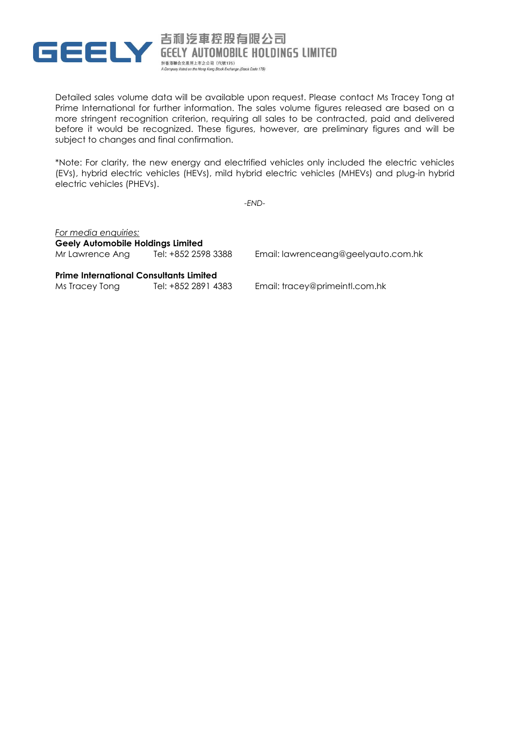Detailed sales volume data will be available upon request. Please contact Ms Tracey Tong at Prime International for further information. The sales volume figures released are based on a more stringent recognition criterion, requiring all sales to be contracted, paid and delivered before it would be recognized. These figures, however, are preliminary figures and will be subject to changes and final confirmation.

*Note: For clarity, the new energy and electrified vehicles only included the electric vehicles (EVs), hybrid electric vehicles (HEVs), mild hybrid electric vehicles (MHEVs) and plug-in hybrid electric vehicles (PHEVs).

*-END-*

*For media enquiries:*

**Geely Automobile Holdings Limited**

Mr Lawrence Ang    Tel: +852 2598 3388    Email: lawrenceang@geelyauto.com.hk

**Prime International Consultants Limited**

Ms Tracey Tong    Tel: +852 2891 4383    Email: tracey@primeintl.com.hk